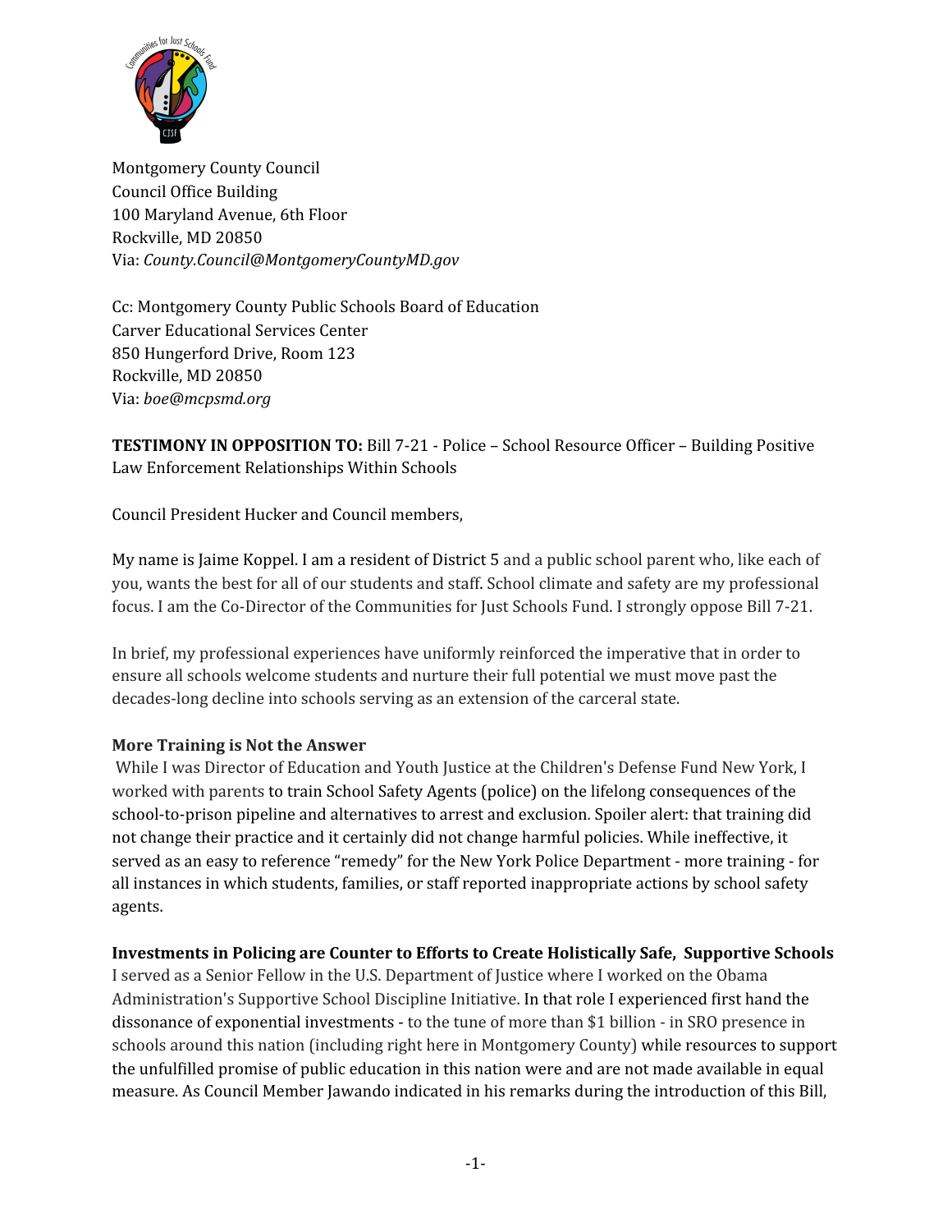Montgomery County Council
Council Office Building
100 Maryland Avenue, 6th Floor
Rockville, MD 20850
Via: *County.Council@MontgomeryCountyMD.gov*

Cc: Montgomery County Public Schools Board of Education
Carver Educational Services Center
850 Hungerford Drive, Room 123
Rockville, MD 20850
Via: *boe@mcpsmd.org*

**TESTIMONY IN OPPOSITION TO:** Bill 7-21 - Police – School Resource Officer – Building Positive Law Enforcement Relationships Within Schools

Council President Hucker and Council members,

My name is Jaime Koppel. I am a resident of District 5 and a public school parent who, like each of you, wants the best for all of our students and staff. School climate and safety are my professional focus. I am the Co-Director of the Communities for Just Schools Fund. I strongly oppose Bill 7-21.

In brief, my professional experiences have uniformly reinforced the imperative that in order to ensure all schools welcome students and nurture their full potential we must move past the decades-long decline into schools serving as an extension of the carceral state.

**More Training is Not the Answer**

While I was Director of Education and Youth Justice at the Children's Defense Fund New York, I worked with parents to train School Safety Agents (police) on the lifelong consequences of the school-to-prison pipeline and alternatives to arrest and exclusion. Spoiler alert: that training did not change their practice and it certainly did not change harmful policies. While ineffective, it served as an easy to reference "remedy" for the New York Police Department - more training - for all instances in which students, families, or staff reported inappropriate actions by school safety agents.

**Investments in Policing are Counter to Efforts to Create Holistically Safe, Supportive Schools**

I served as a Senior Fellow in the U.S. Department of Justice where I worked on the Obama Administration's Supportive School Discipline Initiative. In that role I experienced first hand the dissonance of exponential investments - to the tune of more than $1 billion - in SRO presence in schools around this nation (including right here in Montgomery County) while resources to support the unfulfilled promise of public education in this nation were and are not made available in equal measure. As Council Member Jawando indicated in his remarks during the introduction of this Bill,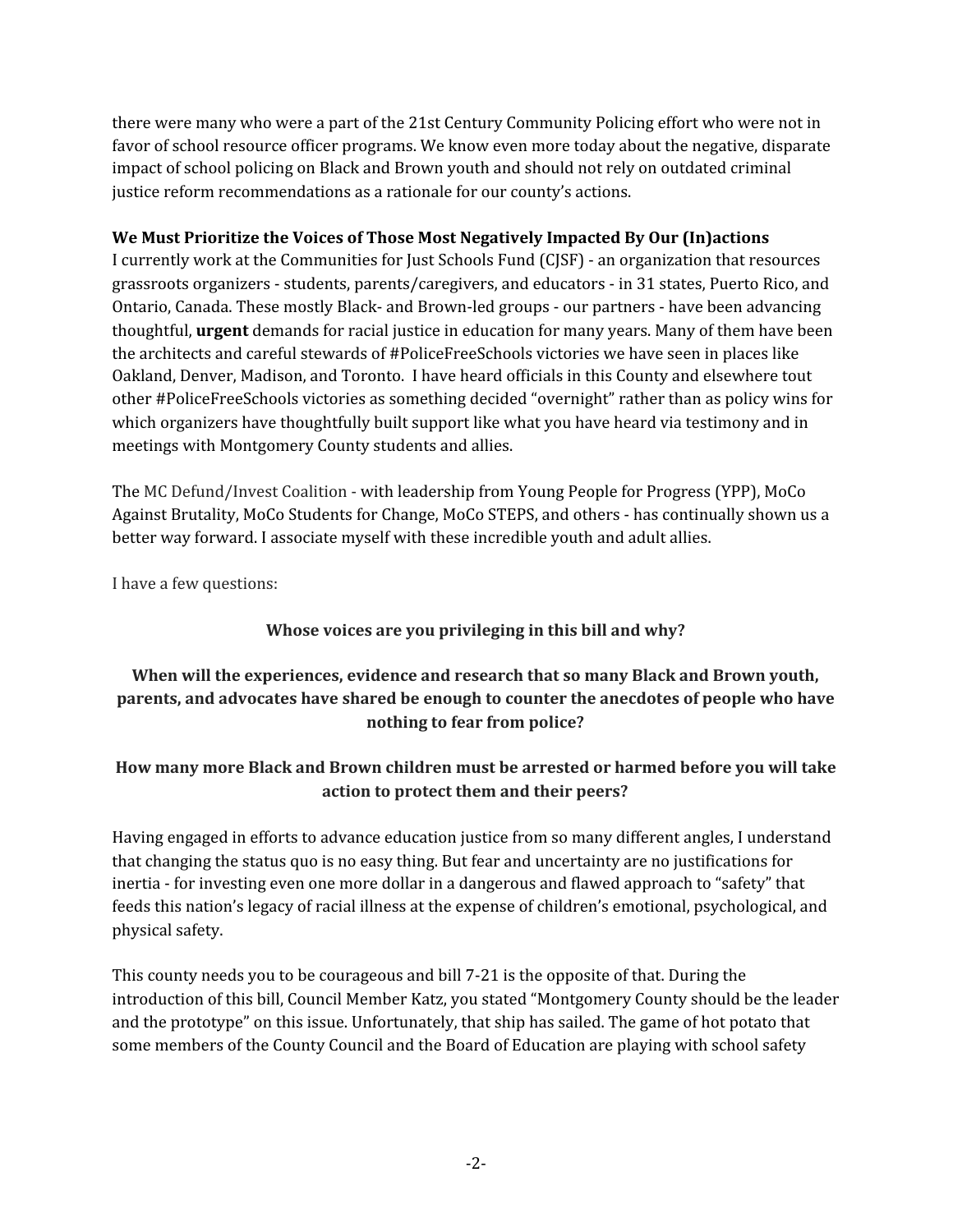there were many who were a part of the 21st Century Community Policing effort who were not in favor of school resource officer programs. We know even more today about the negative, disparate impact of school policing on Black and Brown youth and should not rely on outdated criminal justice reform recommendations as a rationale for our county's actions.

**We Must Prioritize the Voices of Those Most Negatively Impacted By Our (In)actions**

I currently work at the Communities for Just Schools Fund (CJSF) - an organization that resources grassroots organizers - students, parents/caregivers, and educators - in 31 states, Puerto Rico, and Ontario, Canada. These mostly Black- and Brown-led groups - our partners - have been advancing thoughtful, **urgent** demands for racial justice in education for many years. Many of them have been the architects and careful stewards of #PoliceFreeSchools victories we have seen in places like Oakland, Denver, Madison, and Toronto. I have heard officials in this County and elsewhere tout other #PoliceFreeSchools victories as something decided "overnight" rather than as policy wins for which organizers have thoughtfully built support like what you have heard via testimony and in meetings with Montgomery County students and allies.

The MC Defund/Invest Coalition - with leadership from Young People for Progress (YPP), MoCo Against Brutality, MoCo Students for Change, MoCo STEPS, and others - has continually shown us a better way forward. I associate myself with these incredible youth and adult allies.

I have a few questions:

**Whose voices are you privileging in this bill and why?**

**When will the experiences, evidence and research that so many Black and Brown youth, parents, and advocates have shared be enough to counter the anecdotes of people who have nothing to fear from police?**

**How many more Black and Brown children must be arrested or harmed before you will take action to protect them and their peers?**

Having engaged in efforts to advance education justice from so many different angles, I understand that changing the status quo is no easy thing. But fear and uncertainty are no justifications for inertia - for investing even one more dollar in a dangerous and flawed approach to "safety" that feeds this nation's legacy of racial illness at the expense of children's emotional, psychological, and physical safety.

This county needs you to be courageous and bill 7-21 is the opposite of that. During the introduction of this bill, Council Member Katz, you stated "Montgomery County should be the leader and the prototype" on this issue. Unfortunately, that ship has sailed. The game of hot potato that some members of the County Council and the Board of Education are playing with school safety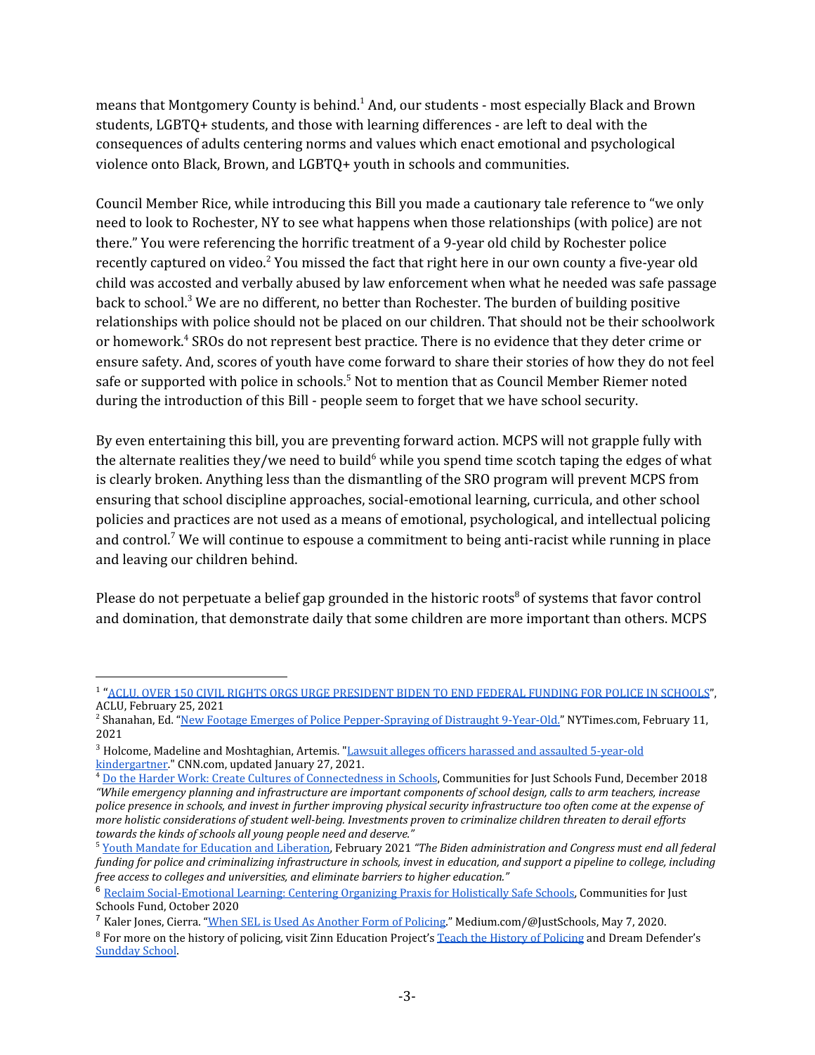means that Montgomery County is behind.[1] And, our students - most especially Black and Brown students, LGBTQ+ students, and those with learning differences - are left to deal with the consequences of adults centering norms and values which enact emotional and psychological violence onto Black, Brown, and LGBTQ+ youth in schools and communities.

Council Member Rice, while introducing this Bill you made a cautionary tale reference to "we only need to look to Rochester, NY to see what happens when those relationships (with police) are not there." You were referencing the horrific treatment of a 9-year old child by Rochester police recently captured on video.[2] You missed the fact that right here in our own county a five-year old child was accosted and verbally abused by law enforcement when what he needed was safe passage back to school.[3] We are no different, no better than Rochester. The burden of building positive relationships with police should not be placed on our children. That should not be their schoolwork or homework.[4] SROs do not represent best practice. There is no evidence that they deter crime or ensure safety. And, scores of youth have come forward to share their stories of how they do not feel safe or supported with police in schools.[5] Not to mention that as Council Member Riemer noted during the introduction of this Bill - people seem to forget that we have school security.

By even entertaining this bill, you are preventing forward action. MCPS will not grapple fully with the alternate realities they/we need to build[6] while you spend time scotch taping the edges of what is clearly broken. Anything less than the dismantling of the SRO program will prevent MCPS from ensuring that school discipline approaches, social-emotional learning, curricula, and other school policies and practices are not used as a means of emotional, psychological, and intellectual policing and control.[7] We will continue to espouse a commitment to being anti-racist while running in place and leaving our children behind.

Please do not perpetuate a belief gap grounded in the historic roots[8] of systems that favor control and domination, that demonstrate daily that some children are more important than others. MCPS

---

[1] "ACLU, OVER 150 CIVIL RIGHTS ORGS URGE PRESIDENT BIDEN TO END FEDERAL FUNDING FOR POLICE IN SCHOOLS", ACLU, February 25, 2021

[2] Shanahan, Ed. "New Footage Emerges of Police Pepper-Spraying of Distraught 9-Year-Old." NYTimes.com, February 11, 2021

[3] Holcome, Madeline and Moshtaghian, Artemis. "Lawsuit alleges officers harassed and assaulted 5-year-old kindergartner." CNN.com, updated January 27, 2021.

[4] Do the Harder Work: Create Cultures of Connectedness in Schools, Communities for Just Schools Fund, December 2018 *"While emergency planning and infrastructure are important components of school design, calls to arm teachers, increase police presence in schools, and invest in further improving physical security infrastructure too often come at the expense of more holistic considerations of student well-being. Investments proven to criminalize children threaten to derail efforts towards the kinds of schools all young people need and deserve."*

[5] Youth Mandate for Education and Liberation, February 2021 *"The Biden administration and Congress must end all federal funding for police and criminalizing infrastructure in schools, invest in education, and support a pipeline to college, including free access to colleges and universities, and eliminate barriers to higher education."*

[6] Reclaim Social-Emotional Learning: Centering Organizing Praxis for Holistically Safe Schools, Communities for Just Schools Fund, October 2020

[7] Kaler Jones, Cierra. "When SEL is Used As Another Form of Policing." Medium.com/@JustSchools, May 7, 2020.

[8] For more on the history of policing, visit Zinn Education Project's Teach the History of Policing and Dream Defender's Sundday School.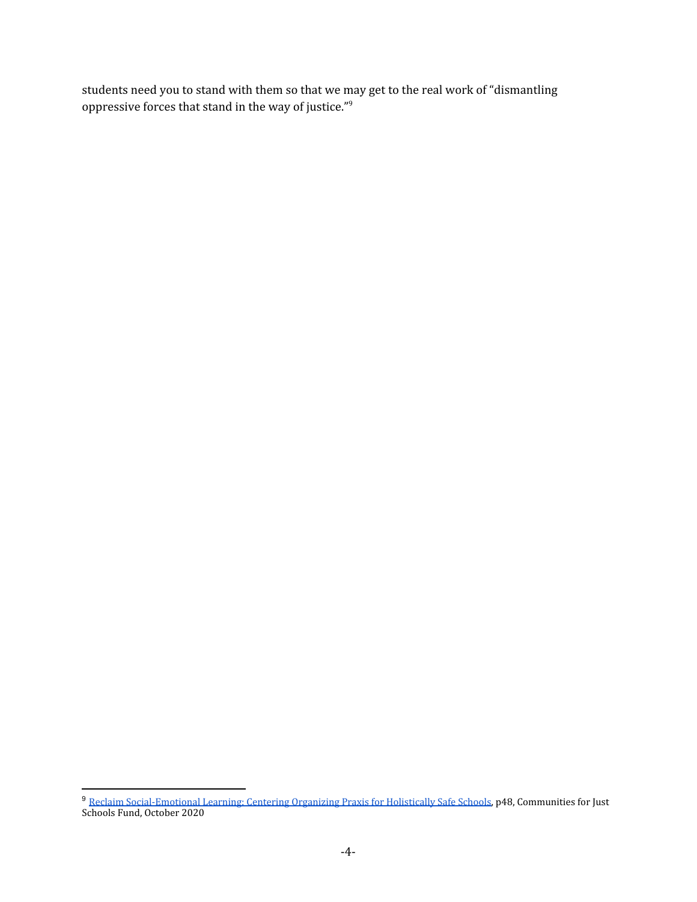students need you to stand with them so that we may get to the real work of "dismantling oppressive forces that stand in the way of justice."[9]

[9] Reclaim Social-Emotional Learning: Centering Organizing Praxis for Holistically Safe Schools, p48, Communities for Just Schools Fund, October 2020